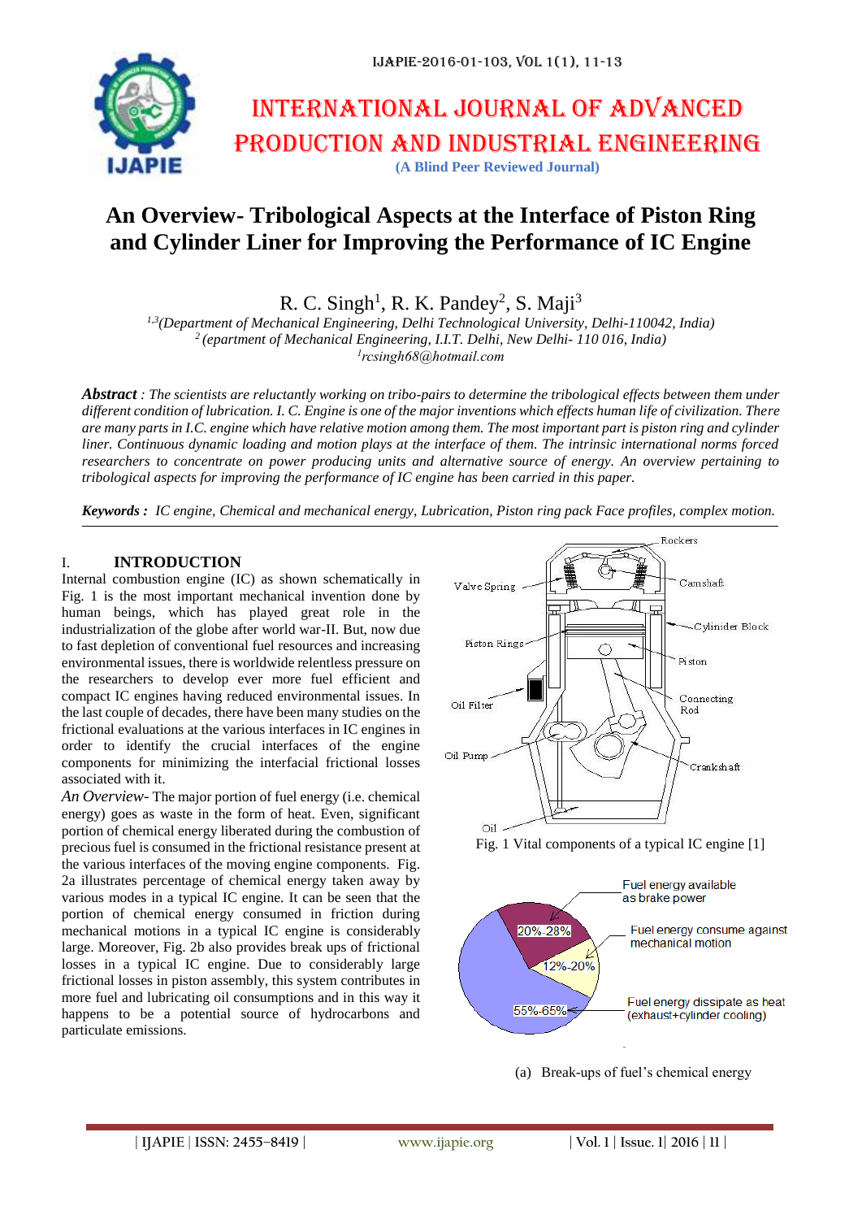# INTERNATIONAL JOURNAL OF ADVANCED PRODUCTION AND INDUSTRIAL ENGINEERING

**(A Blind Peer Reviewed Journal)**

# An Overview- Tribological Aspects at the Interface of Piston Ring and Cylinder Liner for Improving the Performance of IC Engine

R. C. Singh[1], R. K. Pandey[2], S. Maji[3]

*[1,3](Department of Mechanical Engineering, Delhi Technological University, Delhi-110042, India)*
*[2] (epartment of Mechanical Engineering, I.I.T. Delhi, New Delhi- 110 016, India)*
*[1]rcsingh68@hotmail.com*

***Abstract*** *: The scientists are reluctantly working on tribo-pairs to determine the tribological effects between them under different condition of lubrication. I. C. Engine is one of the major inventions which effects human life of civilization. There are many parts in I.C. engine which have relative motion among them. The most important part is piston ring and cylinder liner. Continuous dynamic loading and motion plays at the interface of them. The intrinsic international norms forced researchers to concentrate on power producing units and alternative source of energy. An overview pertaining to tribological aspects for improving the performance of IC engine has been carried in this paper.*

***Keywords :*** *IC engine, Chemical and mechanical energy, Lubrication, Piston ring pack Face profiles, complex motion.*

## I. INTRODUCTION

Internal combustion engine (IC) as shown schematically in Fig. 1 is the most important mechanical invention done by human beings, which has played great role in the industrialization of the globe after world war-II. But, now due to fast depletion of conventional fuel resources and increasing environmental issues, there is worldwide relentless pressure on the researchers to develop ever more fuel efficient and compact IC engines having reduced environmental issues. In the last couple of decades, there have been many studies on the frictional evaluations at the various interfaces in IC engines in order to identify the crucial interfaces of the engine components for minimizing the interfacial frictional losses associated with it.

*An Overview-* The major portion of fuel energy (i.e. chemical energy) goes as waste in the form of heat. Even, significant portion of chemical energy liberated during the combustion of precious fuel is consumed in the frictional resistance present at the various interfaces of the moving engine components. Fig. 2a illustrates percentage of chemical energy taken away by various modes in a typical IC engine. It can be seen that the portion of chemical energy consumed in friction during mechanical motions in a typical IC engine is considerably large. Moreover, Fig. 2b also provides break ups of frictional losses in a typical IC engine. Due to considerably large frictional losses in piston assembly, this system contributes in more fuel and lubricating oil consumptions and in this way it happens to be a potential source of hydrocarbons and particulate emissions.

Rockers, Valve Spring, Camshaft, Cylinder Block, Piston Rings, Piston, Oil Filter, Connecting Rod, Oil Pump, Crankshaft, Oil

Fig. 1 Vital components of a typical IC engine [1]

Fuel energy available as brake power: 20%-28%
Fuel energy consume against mechanical motion: 12%-20%
Fuel energy dissipate as heat (exhaust+cylinder cooling): 55%-65%

(a) Break-ups of fuel's chemical energy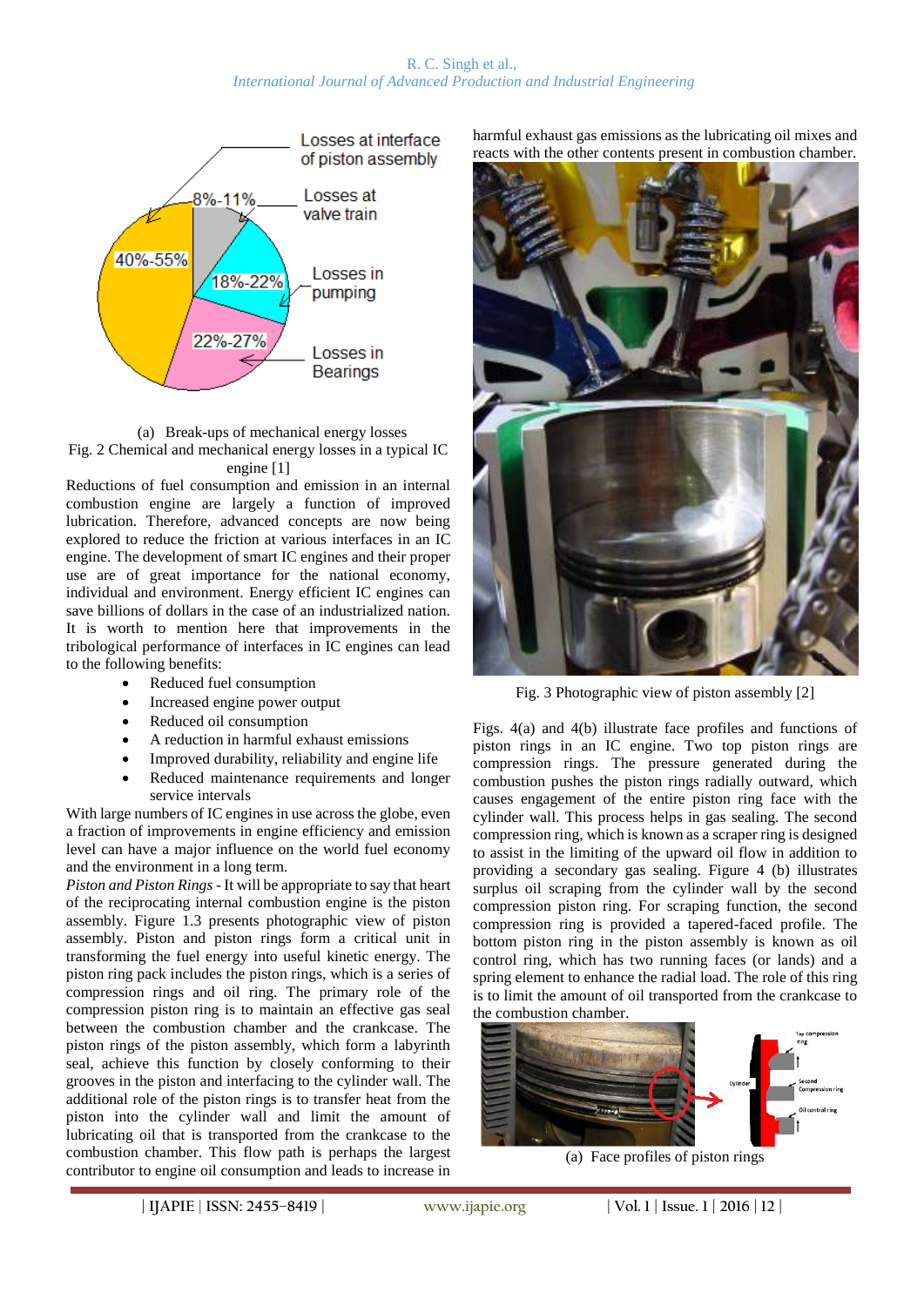(a) Break-ups of mechanical energy losses

Fig. 2 Chemical and mechanical energy losses in a typical IC engine [1]

Reductions of fuel consumption and emission in an internal combustion engine are largely a function of improved lubrication. Therefore, advanced concepts are now being explored to reduce the friction at various interfaces in an IC engine. The development of smart IC engines and their proper use are of great importance for the national economy, individual and environment. Energy efficient IC engines can save billions of dollars in the case of an industrialized nation. It is worth to mention here that improvements in the tribological performance of interfaces in IC engines can lead to the following benefits:

- Reduced fuel consumption
- Increased engine power output
- Reduced oil consumption
- A reduction in harmful exhaust emissions
- Improved durability, reliability and engine life
- Reduced maintenance requirements and longer service intervals

With large numbers of IC engines in use across the globe, even a fraction of improvements in engine efficiency and emission level can have a major influence on the world fuel economy and the environment in a long term.

*Piston and Piston Rings* - It will be appropriate to say that heart of the reciprocating internal combustion engine is the piston assembly. Figure 1.3 presents photographic view of piston assembly. Piston and piston rings form a critical unit in transforming the fuel energy into useful kinetic energy. The piston ring pack includes the piston rings, which is a series of compression rings and oil ring. The primary role of the compression piston ring is to maintain an effective gas seal between the combustion chamber and the crankcase. The piston rings of the piston assembly, which form a labyrinth seal, achieve this function by closely conforming to their grooves in the piston and interfacing to the cylinder wall. The additional role of the piston rings is to transfer heat from the piston into the cylinder wall and limit the amount of lubricating oil that is transported from the crankcase to the combustion chamber. This flow path is perhaps the largest contributor to engine oil consumption and leads to increase in harmful exhaust gas emissions as the lubricating oil mixes and reacts with the other contents present in combustion chamber.

Fig. 3 Photographic view of piston assembly [2]

Figs. 4(a) and 4(b) illustrate face profiles and functions of piston rings in an IC engine. Two top piston rings are compression rings. The pressure generated during the combustion pushes the piston rings radially outward, which causes engagement of the entire piston ring face with the cylinder wall. This process helps in gas sealing. The second compression ring, which is known as a scraper ring is designed to assist in the limiting of the upward oil flow in addition to providing a secondary gas sealing. Figure 4 (b) illustrates surplus oil scraping from the cylinder wall by the second compression piston ring. For scraping function, the second compression ring is provided a tapered-faced profile. The bottom piston ring in the piston assembly is known as oil control ring, which has two running faces (or lands) and a spring element to enhance the radial load. The role of this ring is to limit the amount of oil transported from the crankcase to the combustion chamber.

(a) Face profiles of piston rings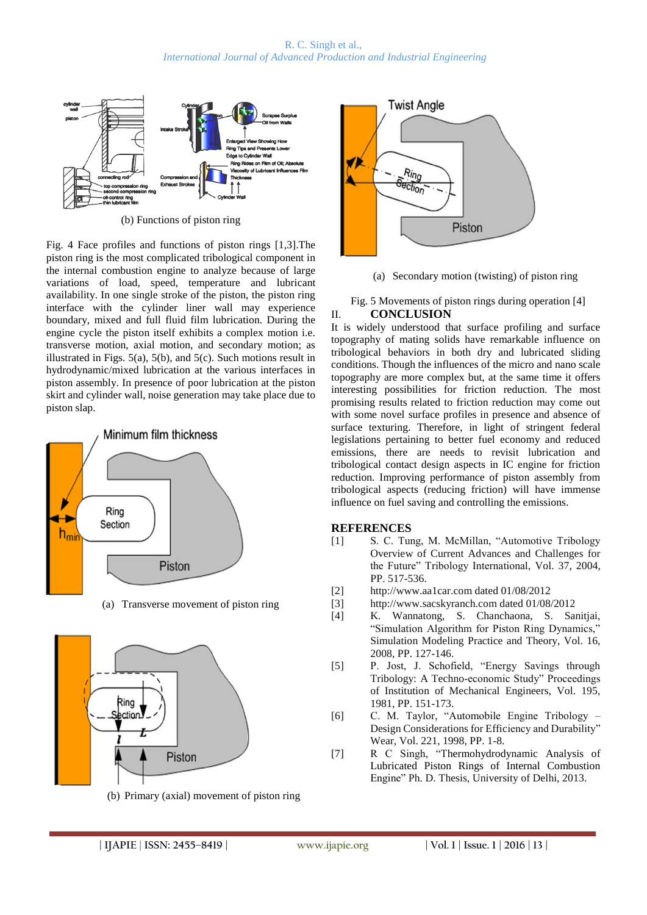(b) Functions of piston ring

Fig. 4 Face profiles and functions of piston rings [1,3].The piston ring is the most complicated tribological component in the internal combustion engine to analyze because of large variations of load, speed, temperature and lubricant availability. In one single stroke of the piston, the piston ring interface with the cylinder liner wall may experience boundary, mixed and full fluid film lubrication. During the engine cycle the piston itself exhibits a complex motion i.e. transverse motion, axial motion, and secondary motion; as illustrated in Figs. 5(a), 5(b), and 5(c). Such motions result in hydrodynamic/mixed lubrication at the various interfaces in piston assembly. In presence of poor lubrication at the piston skirt and cylinder wall, noise generation may take place due to piston slap.

Minimum film thickness

Ring Section

$h_{min}$

Piston

(a) Transverse movement of piston ring

Ring Section

Piston

(b) Primary (axial) movement of piston ring

Twist Angle

Ring Section

Piston

(a) Secondary motion (twisting) of piston ring

Fig. 5 Movements of piston rings during operation [4]

## II. CONCLUSION

It is widely understood that surface profiling and surface topography of mating solids have remarkable influence on tribological behaviors in both dry and lubricated sliding conditions. Though the influences of the micro and nano scale topography are more complex but, at the same time it offers interesting possibilities for friction reduction. The most promising results related to friction reduction may come out with some novel surface profiles in presence and absence of surface texturing. Therefore, in light of stringent federal legislations pertaining to better fuel economy and reduced emissions, there are needs to revisit lubrication and tribological contact design aspects in IC engine for friction reduction. Improving performance of piston assembly from tribological aspects (reducing friction) will have immense influence on fuel saving and controlling the emissions.

## REFERENCES

[1] S. C. Tung, M. McMillan, "Automotive Tribology Overview of Current Advances and Challenges for the Future" Tribology International, Vol. 37, 2004, PP. 517-536.

[2] http://www.aa1car.com dated 01/08/2012

[3] http://www.sacskyranch.com dated 01/08/2012

[4] K. Wannatong, S. Chanchaona, S. Sanitjai, "Simulation Algorithm for Piston Ring Dynamics," Simulation Modeling Practice and Theory, Vol. 16, 2008, PP. 127-146.

[5] P. Jost, J. Schofield, "Energy Savings through Tribology: A Techno-economic Study" Proceedings of Institution of Mechanical Engineers, Vol. 195, 1981, PP. 151-173.

[6] C. M. Taylor, "Automobile Engine Tribology – Design Considerations for Efficiency and Durability" Wear, Vol. 221, 1998, PP. 1-8.

[7] R C Singh, "Thermohydrodynamic Analysis of Lubricated Piston Rings of Internal Combustion Engine" Ph. D. Thesis, University of Delhi, 2013.